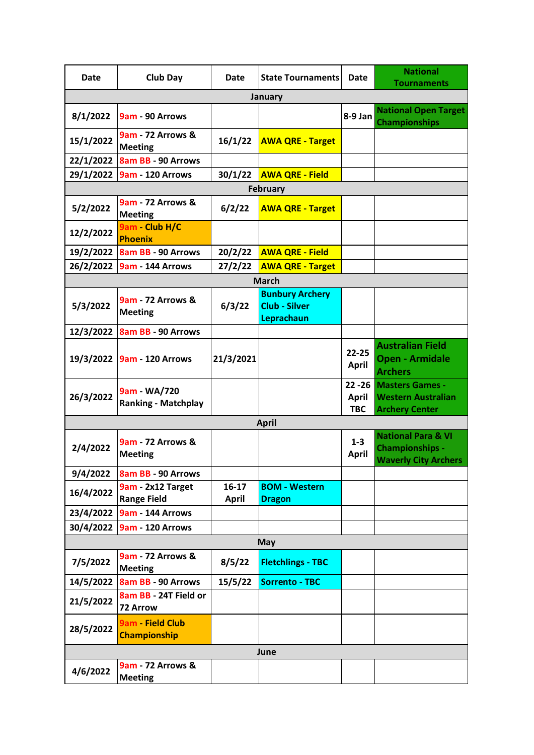| Date | Club Day | Date | State Tournaments | Date | National Tournaments |
|---|---|---|---|---|---|
| **January** | | | | | |
| 8/1/2022 | 9am - 90 Arrows | | | 8-9 Jan | National Open Target Championships |
| 15/1/2022 | 9am - 72 Arrows & Meeting | 16/1/22 | AWA QRE - Target | | |
| 22/1/2022 | 8am BB - 90 Arrows | | | | |
| 29/1/2022 | 9am - 120 Arrows | 30/1/22 | AWA QRE - Field | | |
| **February** | | | | | |
| 5/2/2022 | 9am - 72 Arrows & Meeting | 6/2/22 | AWA QRE - Target | | |
| 12/2/2022 | 9am - Club H/C Phoenix | | | | |
| 19/2/2022 | 8am BB - 90 Arrows | 20/2/22 | AWA QRE - Field | | |
| 26/2/2022 | 9am - 144 Arrows | 27/2/22 | AWA QRE - Target | | |
| **March** | | | | | |
| 5/3/2022 | 9am - 72 Arrows & Meeting | 6/3/22 | Bunbury Archery Club - Silver Leprachaun | | |
| 12/3/2022 | 8am BB - 90 Arrows | | | | |
| 19/3/2022 | 9am - 120 Arrows | 21/3/2021 | | 22-25 April | Australian Field Open - Armidale Archers |
| 26/3/2022 | 9am - WA/720 Ranking - Matchplay | | | 22 -26 April TBC | Masters Games - Western Australian Archery Center |
| **April** | | | | | |
| 2/4/2022 | 9am - 72 Arrows & Meeting | | | 1-3 April | National Para & VI Championships - Waverly City Archers |
| 9/4/2022 | 8am BB - 90 Arrows | | | | |
| 16/4/2022 | 9am - 2x12 Target Range Field | 16-17 April | BOM - Western Dragon | | |
| 23/4/2022 | 9am - 144 Arrows | | | | |
| 30/4/2022 | 9am - 120 Arrows | | | | |
| **May** | | | | | |
| 7/5/2022 | 9am - 72 Arrows & Meeting | 8/5/22 | Fletchlings - TBC | | |
| 14/5/2022 | 8am BB - 90 Arrows | 15/5/22 | Sorrento - TBC | | |
| 21/5/2022 | 8am BB - 24T Field or 72 Arrow | | | | |
| 28/5/2022 | 9am - Field Club Championship | | | | |
| **June** | | | | | |
| 4/6/2022 | 9am - 72 Arrows & Meeting | | | | |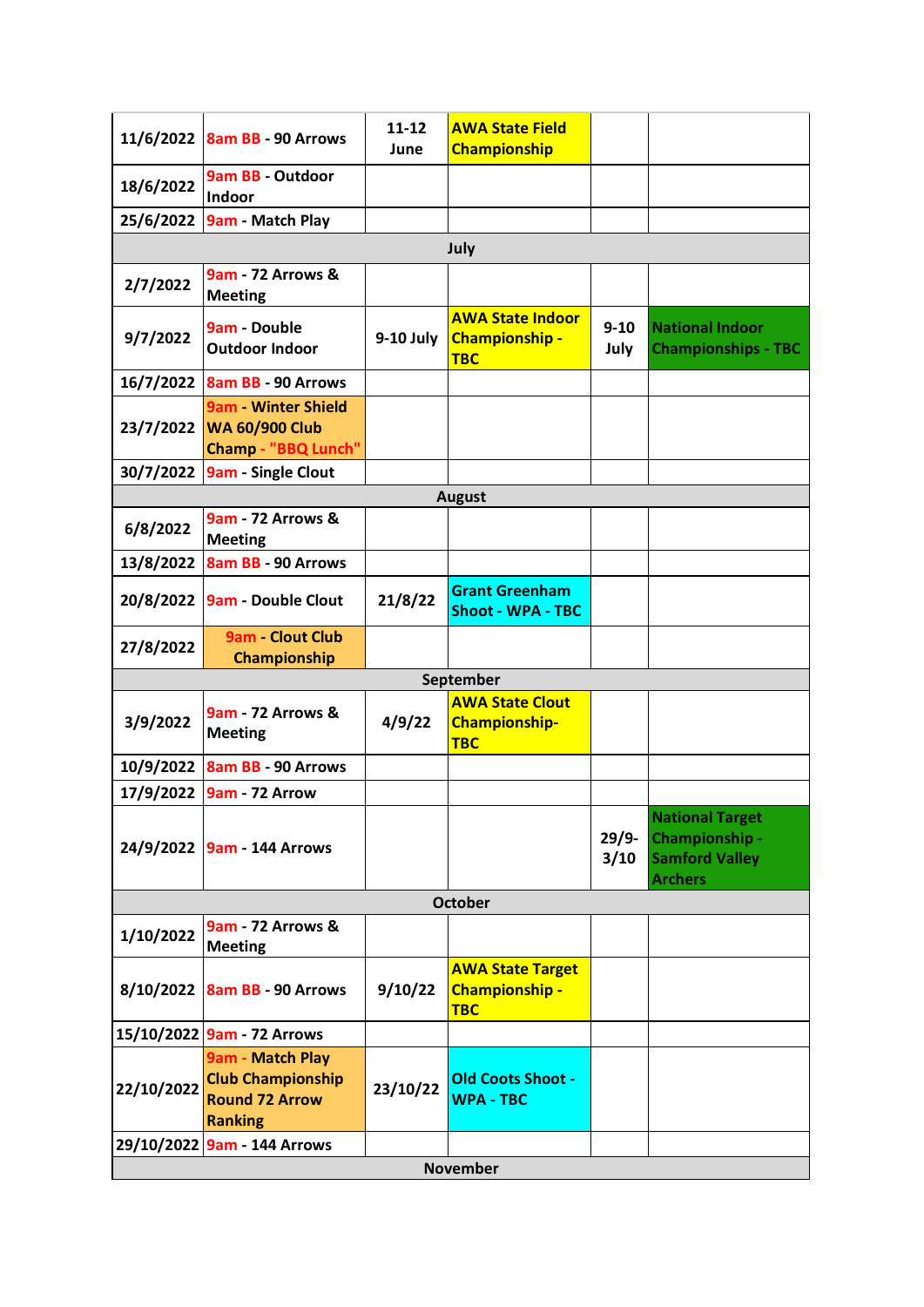| | | | | | |
|---|---|---|---|---|---|
| 11/6/2022 | 8am BB - 90 Arrows | 11-12 June | AWA State Field Championship | | |
| 18/6/2022 | 9am BB - Outdoor Indoor | | | | |
| 25/6/2022 | 9am - Match Play | | | | |
| | | | July | | |
| 2/7/2022 | 9am - 72 Arrows & Meeting | | | | |
| 9/7/2022 | 9am - Double Outdoor Indoor | 9-10 July | AWA State Indoor Championship - TBC | 9-10 July | National Indoor Championships - TBC |
| 16/7/2022 | 8am BB - 90 Arrows | | | | |
| 23/7/2022 | 9am - Winter Shield WA 60/900 Club Champ - "BBQ Lunch" | | | | |
| 30/7/2022 | 9am - Single Clout | | | | |
| | | | August | | |
| 6/8/2022 | 9am - 72 Arrows & Meeting | | | | |
| 13/8/2022 | 8am BB - 90 Arrows | | | | |
| 20/8/2022 | 9am - Double Clout | 21/8/22 | Grant Greenham Shoot - WPA - TBC | | |
| 27/8/2022 | 9am - Clout Club Championship | | | | |
| | | | September | | |
| 3/9/2022 | 9am - 72 Arrows & Meeting | 4/9/22 | AWA State Clout Championship-TBC | | |
| 10/9/2022 | 8am BB - 90 Arrows | | | | |
| 17/9/2022 | 9am - 72 Arrow | | | | |
| 24/9/2022 | 9am - 144 Arrows | | | 29/9-3/10 | National Target Championship - Samford Valley Archers |
| | | | October | | |
| 1/10/2022 | 9am - 72 Arrows & Meeting | | | | |
| 8/10/2022 | 8am BB - 90 Arrows | 9/10/22 | AWA State Target Championship - TBC | | |
| 15/10/2022 | 9am - 72 Arrows | | | | |
| 22/10/2022 | 9am - Match Play Club Championship Round 72 Arrow Ranking | 23/10/22 | Old Coots Shoot - WPA - TBC | | |
| 29/10/2022 | 9am - 144 Arrows | | | | |
| | | | November | | |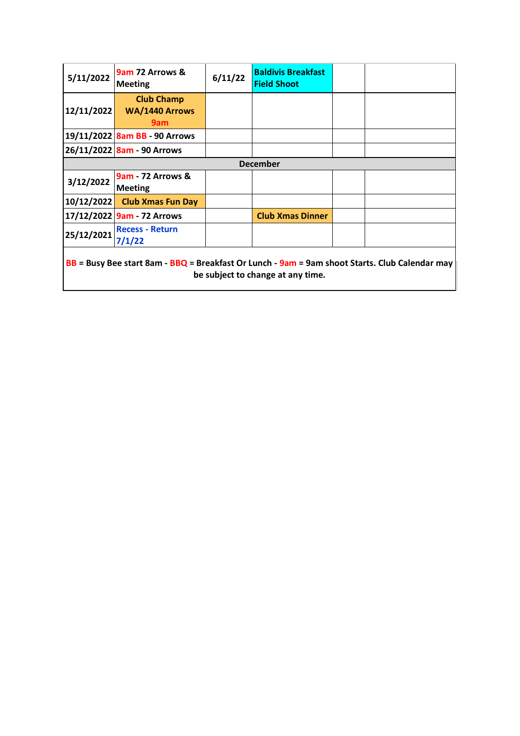| | | | | | |
|---|---|---|---|---|---|
| 5/11/2022 | 9am 72 Arrows & Meeting | 6/11/22 | Baldivis Breakfast Field Shoot | | |
| 12/11/2022 | Club Champ WA/1440 Arrows 9am | | | | |
| 19/11/2022 | 8am BB - 90 Arrows | | | | |
| 26/11/2022 | 8am - 90 Arrows | | | | |
| December | | | | | |
| 3/12/2022 | 9am - 72 Arrows & Meeting | | | | |
| 10/12/2022 | Club Xmas Fun Day | | | | |
| 17/12/2022 | 9am - 72 Arrows | | Club Xmas Dinner | | |
| 25/12/2021 | Recess - Return 7/1/22 | | | | |

BB = Busy Bee start 8am - BBQ = Breakfast Or Lunch - 9am = 9am shoot Starts. Club Calendar may be subject to change at any time.